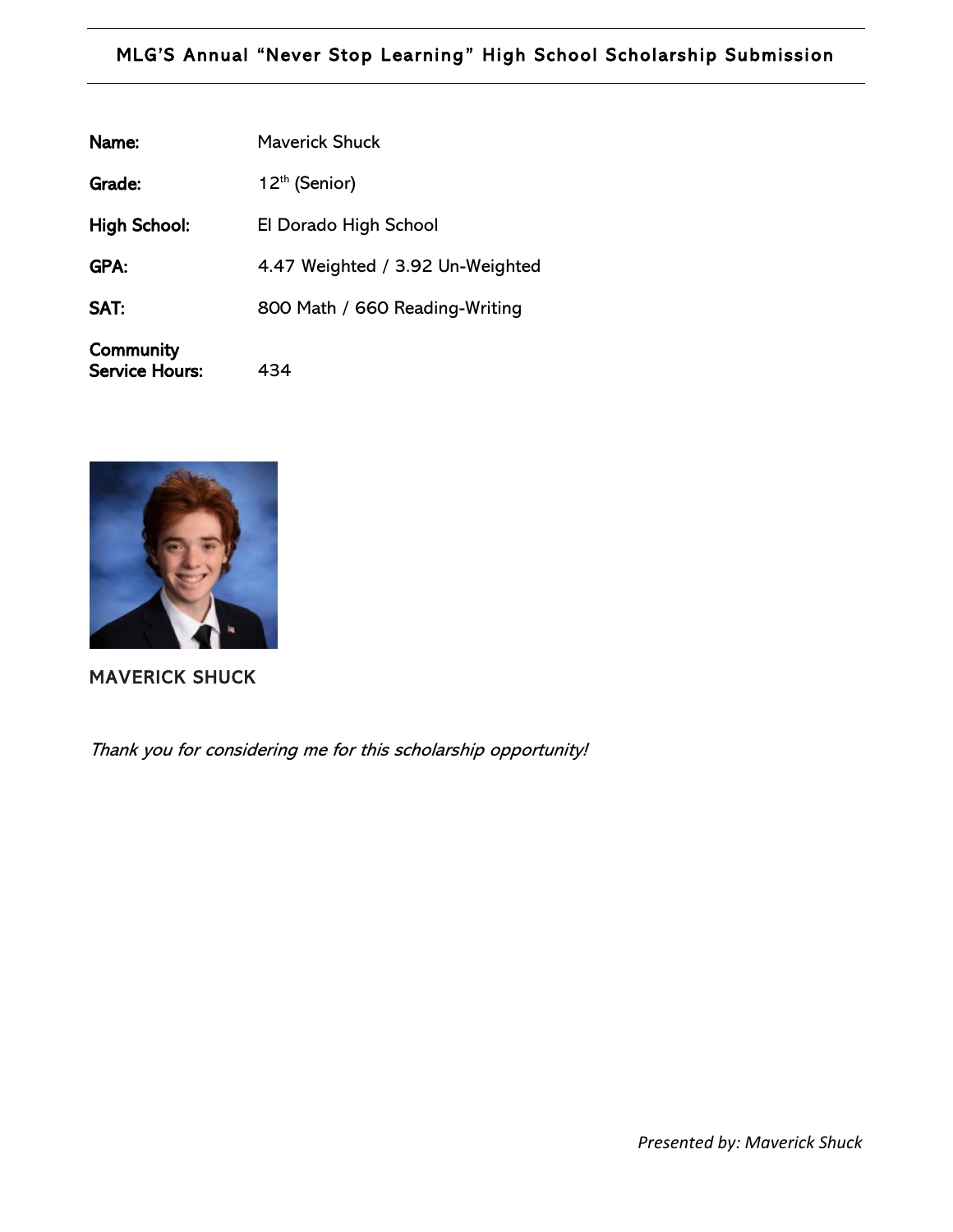# MLG'S Annual "Never Stop Learning" High School Scholarship Submission

**Name:** Maverick Shuck

**Grade:** 12th (Senior)

**High School:** El Dorado High School

**GPA:** 4.47 Weighted / 3.92 Un-Weighted

**SAT:** 800 Math / 660 Reading-Writing

**Community Service Hours:** 434

**MAVERICK SHUCK**

*Thank you for considering me for this scholarship opportunity!*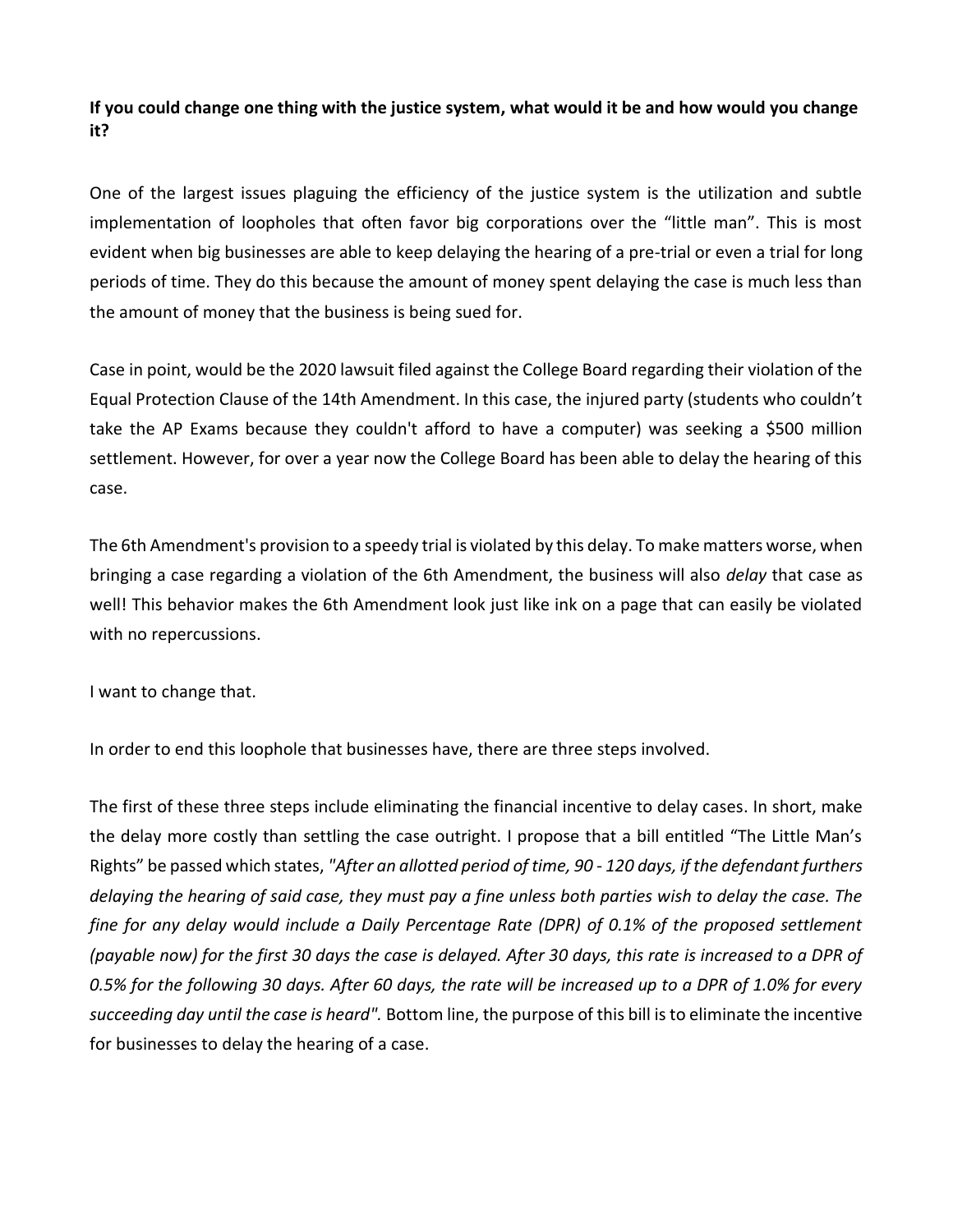**If you could change one thing with the justice system, what would it be and how would you change it?**

One of the largest issues plaguing the efficiency of the justice system is the utilization and subtle implementation of loopholes that often favor big corporations over the “little man”. This is most evident when big businesses are able to keep delaying the hearing of a pre-trial or even a trial for long periods of time. They do this because the amount of money spent delaying the case is much less than the amount of money that the business is being sued for.

Case in point, would be the 2020 lawsuit filed against the College Board regarding their violation of the Equal Protection Clause of the 14th Amendment. In this case, the injured party (students who couldn’t take the AP Exams because they couldn't afford to have a computer) was seeking a $500 million settlement. However, for over a year now the College Board has been able to delay the hearing of this case.

The 6th Amendment's provision to a speedy trial is violated by this delay. To make matters worse, when bringing a case regarding a violation of the 6th Amendment, the business will also *delay* that case as well! This behavior makes the 6th Amendment look just like ink on a page that can easily be violated with no repercussions.

I want to change that.

In order to end this loophole that businesses have, there are three steps involved.

The first of these three steps include eliminating the financial incentive to delay cases. In short, make the delay more costly than settling the case outright. I propose that a bill entitled “The Little Man’s Rights” be passed which states, *"After an allotted period of time, 90 - 120 days, if the defendant furthers delaying the hearing of said case, they must pay a fine unless both parties wish to delay the case. The fine for any delay would include a Daily Percentage Rate (DPR) of 0.1% of the proposed settlement (payable now) for the first 30 days the case is delayed. After 30 days, this rate is increased to a DPR of 0.5% for the following 30 days. After 60 days, the rate will be increased up to a DPR of 1.0% for every succeeding day until the case is heard".* Bottom line, the purpose of this bill is to eliminate the incentive for businesses to delay the hearing of a case.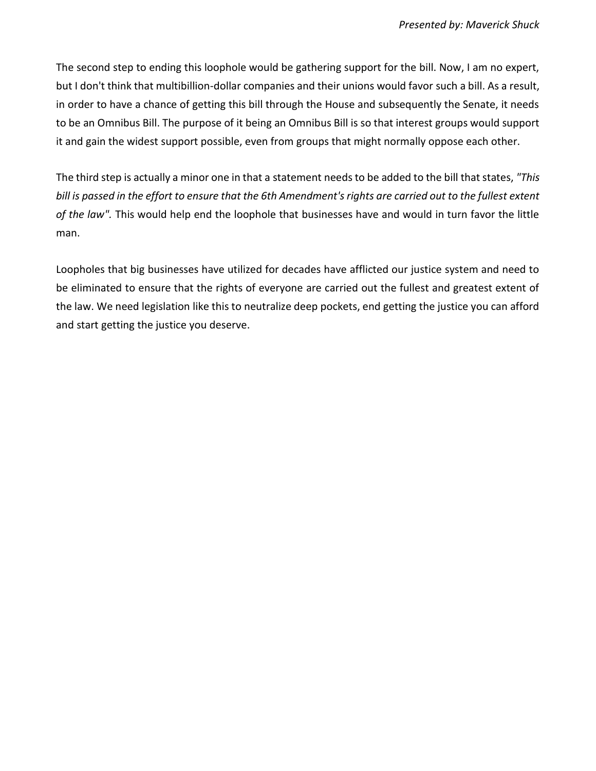The second step to ending this loophole would be gathering support for the bill. Now, I am no expert, but I don't think that multibillion-dollar companies and their unions would favor such a bill. As a result, in order to have a chance of getting this bill through the House and subsequently the Senate, it needs to be an Omnibus Bill. The purpose of it being an Omnibus Bill is so that interest groups would support it and gain the widest support possible, even from groups that might normally oppose each other.

The third step is actually a minor one in that a statement needs to be added to the bill that states, *"This bill is passed in the effort to ensure that the 6th Amendment's rights are carried out to the fullest extent of the law".* This would help end the loophole that businesses have and would in turn favor the little man.

Loopholes that big businesses have utilized for decades have afflicted our justice system and need to be eliminated to ensure that the rights of everyone are carried out the fullest and greatest extent of the law. We need legislation like this to neutralize deep pockets, end getting the justice you can afford and start getting the justice you deserve.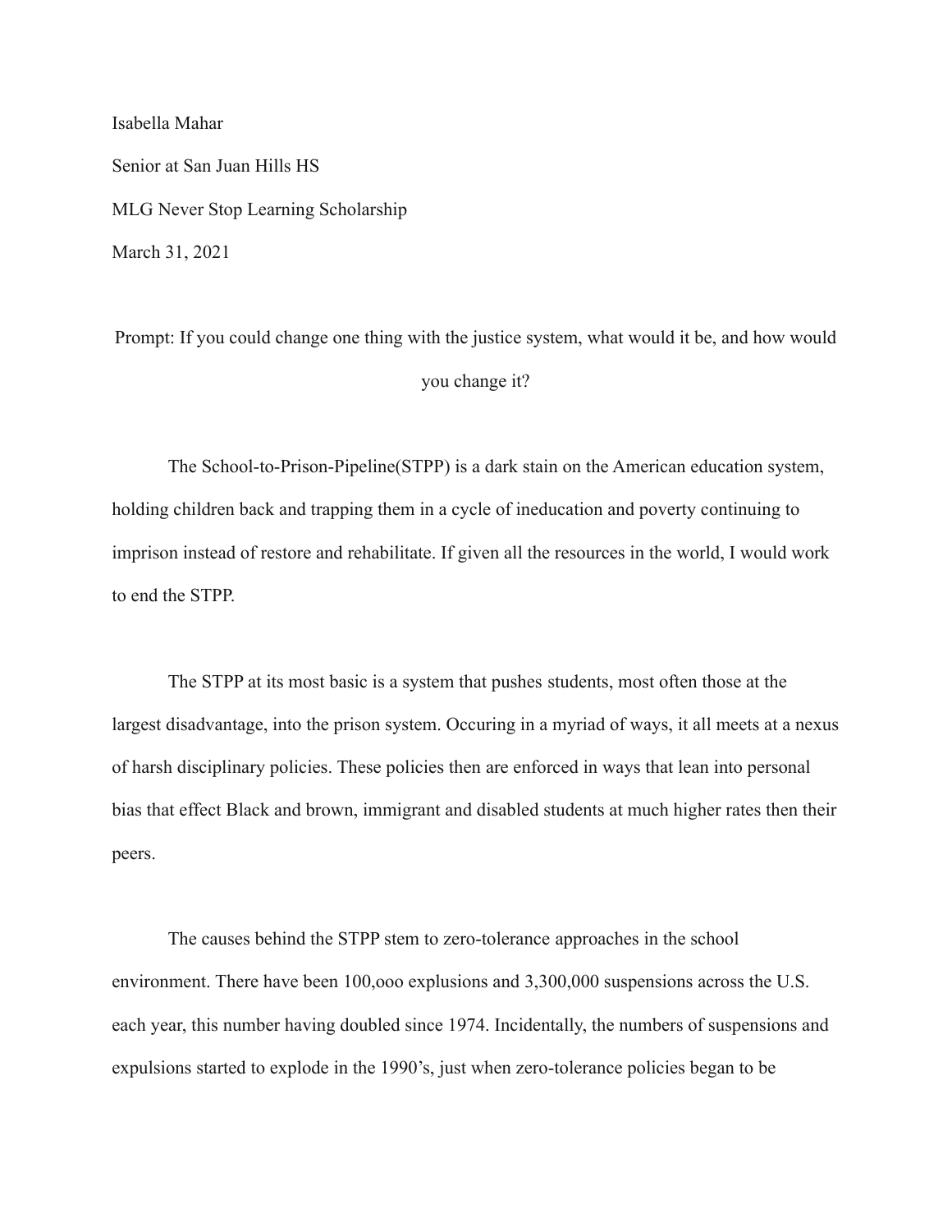Isabella Mahar

Senior at San Juan Hills HS

MLG Never Stop Learning Scholarship

March 31, 2021

Prompt: If you could change one thing with the justice system, what would it be, and how would you change it?

The School-to-Prison-Pipeline(STPP) is a dark stain on the American education system, holding children back and trapping them in a cycle of ineducation and poverty continuing to imprison instead of restore and rehabilitate. If given all the resources in the world, I would work to end the STPP.

The STPP at its most basic is a system that pushes students, most often those at the largest disadvantage, into the prison system. Occuring in a myriad of ways, it all meets at a nexus of harsh disciplinary policies. These policies then are enforced in ways that lean into personal bias that effect Black and brown, immigrant and disabled students at much higher rates then their peers.

The causes behind the STPP stem to zero-tolerance approaches in the school environment. There have been 100,ooo explusions and 3,300,000 suspensions across the U.S. each year, this number having doubled since 1974. Incidentally, the numbers of suspensions and expulsions started to explode in the 1990's, just when zero-tolerance policies began to be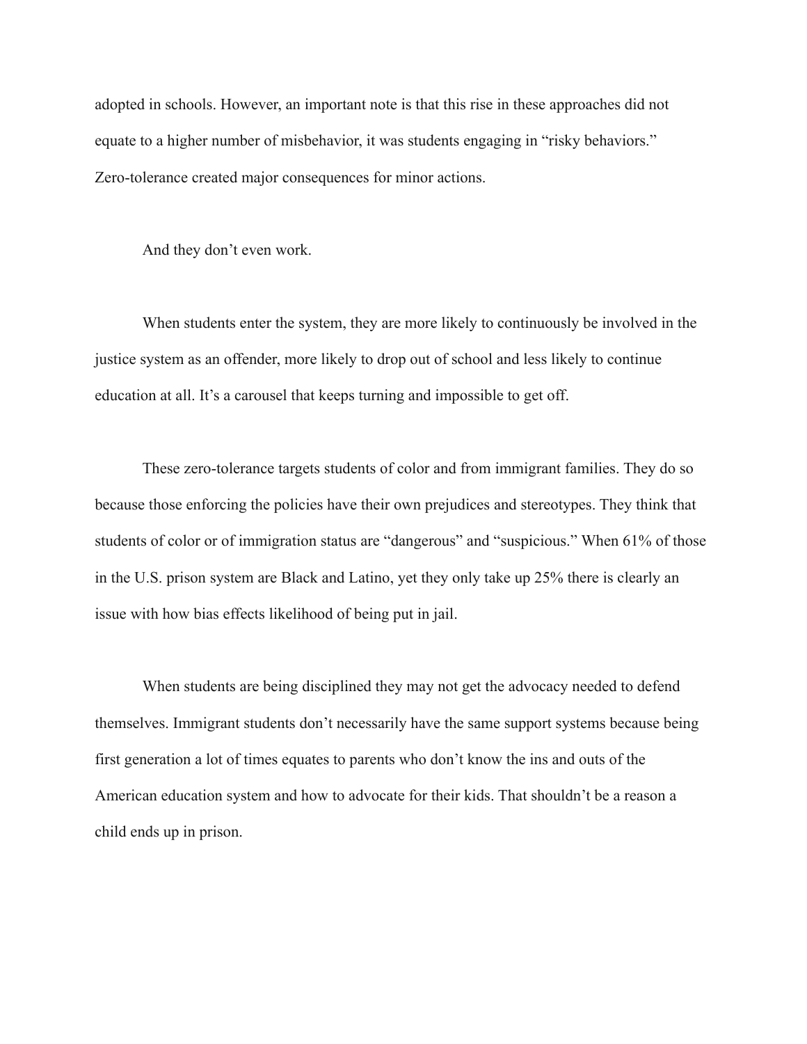adopted in schools. However, an important note is that this rise in these approaches did not equate to a higher number of misbehavior, it was students engaging in "risky behaviors." Zero-tolerance created major consequences for minor actions.

And they don't even work.

When students enter the system, they are more likely to continuously be involved in the justice system as an offender, more likely to drop out of school and less likely to continue education at all. It's a carousel that keeps turning and impossible to get off.

These zero-tolerance targets students of color and from immigrant families. They do so because those enforcing the policies have their own prejudices and stereotypes. They think that students of color or of immigration status are "dangerous" and "suspicious." When 61% of those in the U.S. prison system are Black and Latino, yet they only take up 25% there is clearly an issue with how bias effects likelihood of being put in jail.

When students are being disciplined they may not get the advocacy needed to defend themselves. Immigrant students don't necessarily have the same support systems because being first generation a lot of times equates to parents who don't know the ins and outs of the American education system and how to advocate for their kids. That shouldn't be a reason a child ends up in prison.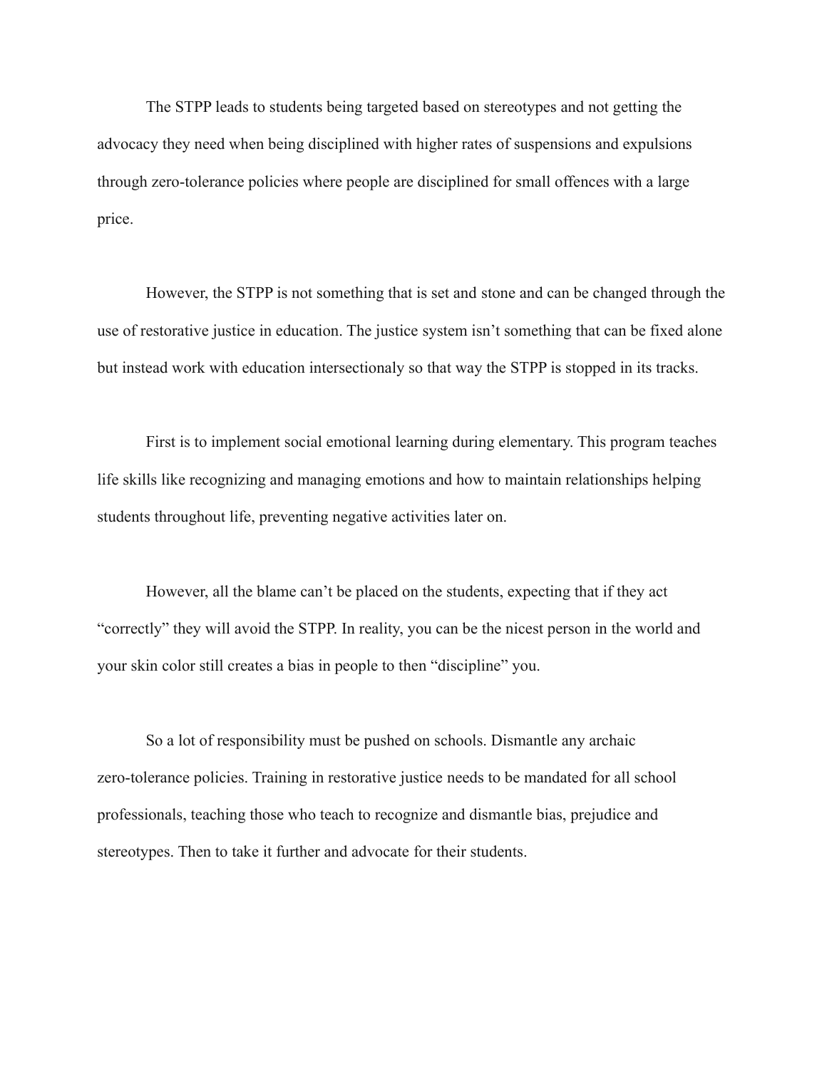The STPP leads to students being targeted based on stereotypes and not getting the advocacy they need when being disciplined with higher rates of suspensions and expulsions through zero-tolerance policies where people are disciplined for small offences with a large price.

However, the STPP is not something that is set and stone and can be changed through the use of restorative justice in education. The justice system isn't something that can be fixed alone but instead work with education intersectionaly so that way the STPP is stopped in its tracks.

First is to implement social emotional learning during elementary. This program teaches life skills like recognizing and managing emotions and how to maintain relationships helping students throughout life, preventing negative activities later on.

However, all the blame can't be placed on the students, expecting that if they act "correctly" they will avoid the STPP. In reality, you can be the nicest person in the world and your skin color still creates a bias in people to then "discipline" you.

So a lot of responsibility must be pushed on schools. Dismantle any archaic zero-tolerance policies. Training in restorative justice needs to be mandated for all school professionals, teaching those who teach to recognize and dismantle bias, prejudice and stereotypes. Then to take it further and advocate for their students.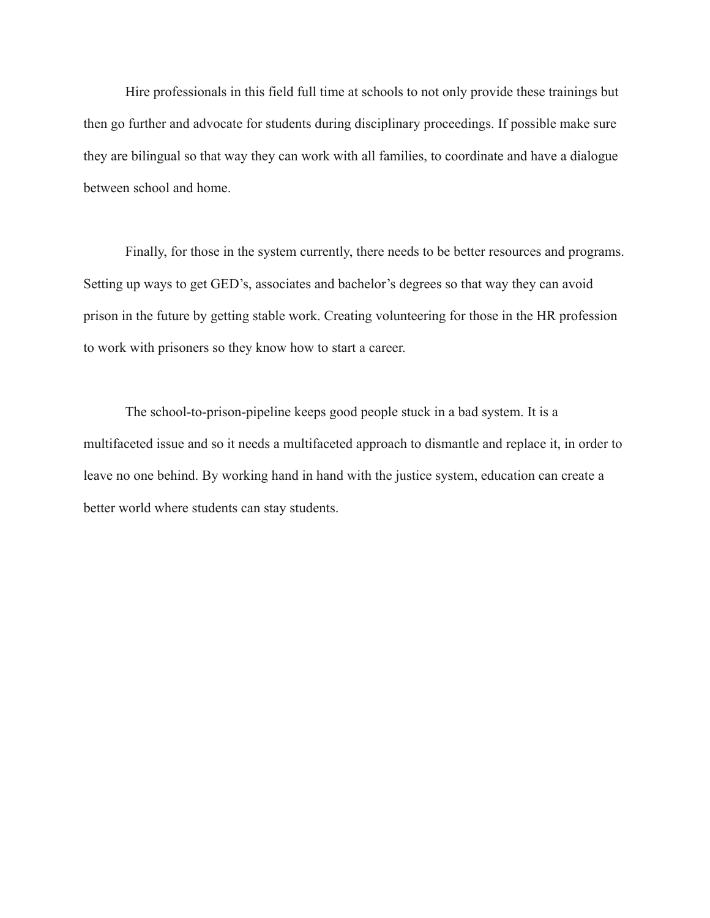Hire professionals in this field full time at schools to not only provide these trainings but then go further and advocate for students during disciplinary proceedings. If possible make sure they are bilingual so that way they can work with all families, to coordinate and have a dialogue between school and home.

Finally, for those in the system currently, there needs to be better resources and programs. Setting up ways to get GED's, associates and bachelor's degrees so that way they can avoid prison in the future by getting stable work. Creating volunteering for those in the HR profession to work with prisoners so they know how to start a career.

The school-to-prison-pipeline keeps good people stuck in a bad system. It is a multifaceted issue and so it needs a multifaceted approach to dismantle and replace it, in order to leave no one behind. By working hand in hand with the justice system, education can create a better world where students can stay students.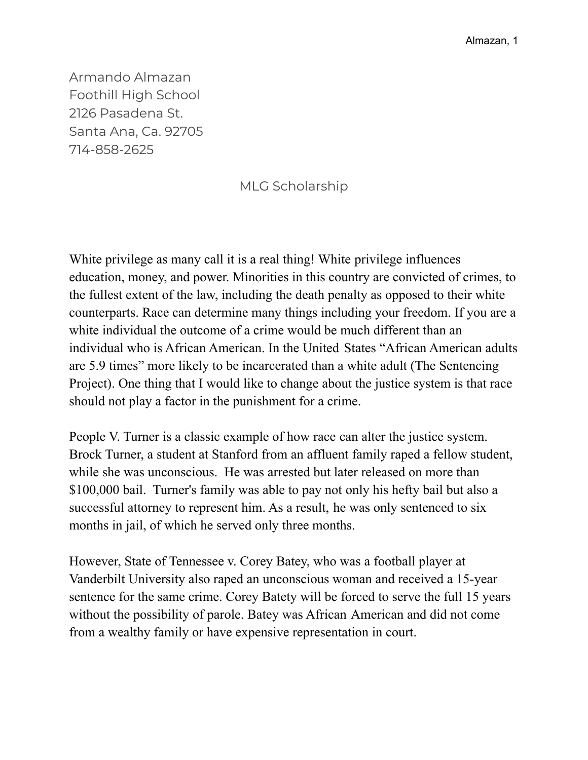Armando Almazan
Foothill High School
2126 Pasadena St.
Santa Ana, Ca. 92705
714-858-2625

MLG Scholarship

White privilege as many call it is a real thing! White privilege influences education, money, and power. Minorities in this country are convicted of crimes, to the fullest extent of the law, including the death penalty as opposed to their white counterparts. Race can determine many things including your freedom. If you are a white individual the outcome of a crime would be much different than an individual who is African American. In the United States "African American adults are 5.9 times" more likely to be incarcerated than a white adult (The Sentencing Project). One thing that I would like to change about the justice system is that race should not play a factor in the punishment for a crime.

People V. Turner is a classic example of how race can alter the justice system. Brock Turner, a student at Stanford from an affluent family raped a fellow student, while she was unconscious. He was arrested but later released on more than $100,000 bail. Turner's family was able to pay not only his hefty bail but also a successful attorney to represent him. As a result, he was only sentenced to six months in jail, of which he served only three months.

However, State of Tennessee v. Corey Batey, who was a football player at Vanderbilt University also raped an unconscious woman and received a 15-year sentence for the same crime. Corey Batety will be forced to serve the full 15 years without the possibility of parole. Batey was African American and did not come from a wealthy family or have expensive representation in court.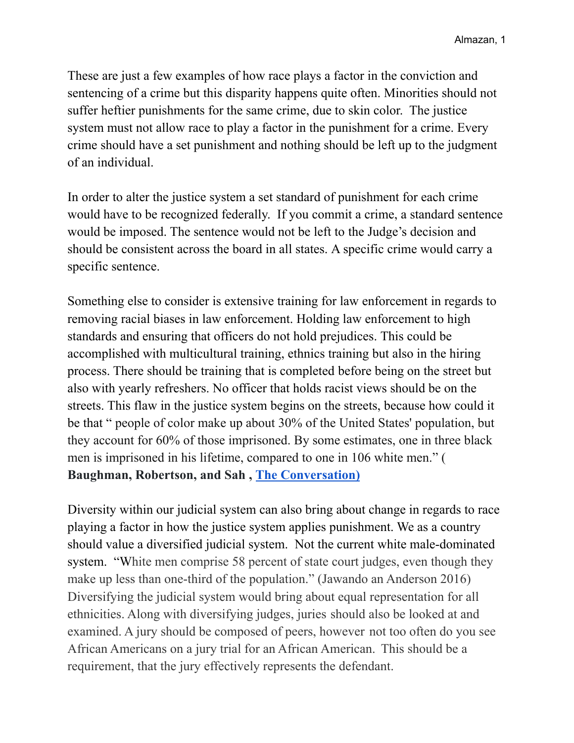These are just a few examples of how race plays a factor in the conviction and sentencing of a crime but this disparity happens quite often. Minorities should not suffer heftier punishments for the same crime, due to skin color. The justice system must not allow race to play a factor in the punishment for a crime. Every crime should have a set punishment and nothing should be left up to the judgment of an individual.

In order to alter the justice system a set standard of punishment for each crime would have to be recognized federally. If you commit a crime, a standard sentence would be imposed. The sentence would not be left to the Judge's decision and should be consistent across the board in all states. A specific crime would carry a specific sentence.

Something else to consider is extensive training for law enforcement in regards to removing racial biases in law enforcement. Holding law enforcement to high standards and ensuring that officers do not hold prejudices. This could be accomplished with multicultural training, ethnics training but also in the hiring process. There should be training that is completed before being on the street but also with yearly refreshers. No officer that holds racist views should be on the streets. This flaw in the justice system begins on the streets, because how could it be that " people of color make up about 30% of the United States' population, but they account for 60% of those imprisoned. By some estimates, one in three black men is imprisoned in his lifetime, compared to one in 106 white men." ( **Baughman, Robertson, and Sah , The Conversation)**

Diversity within our judicial system can also bring about change in regards to race playing a factor in how the justice system applies punishment. We as a country should value a diversified judicial system. Not the current white male-dominated system. "White men comprise 58 percent of state court judges, even though they make up less than one-third of the population." (Jawando an Anderson 2016) Diversifying the judicial system would bring about equal representation for all ethnicities. Along with diversifying judges, juries should also be looked at and examined. A jury should be composed of peers, however not too often do you see African Americans on a jury trial for an African American. This should be a requirement, that the jury effectively represents the defendant.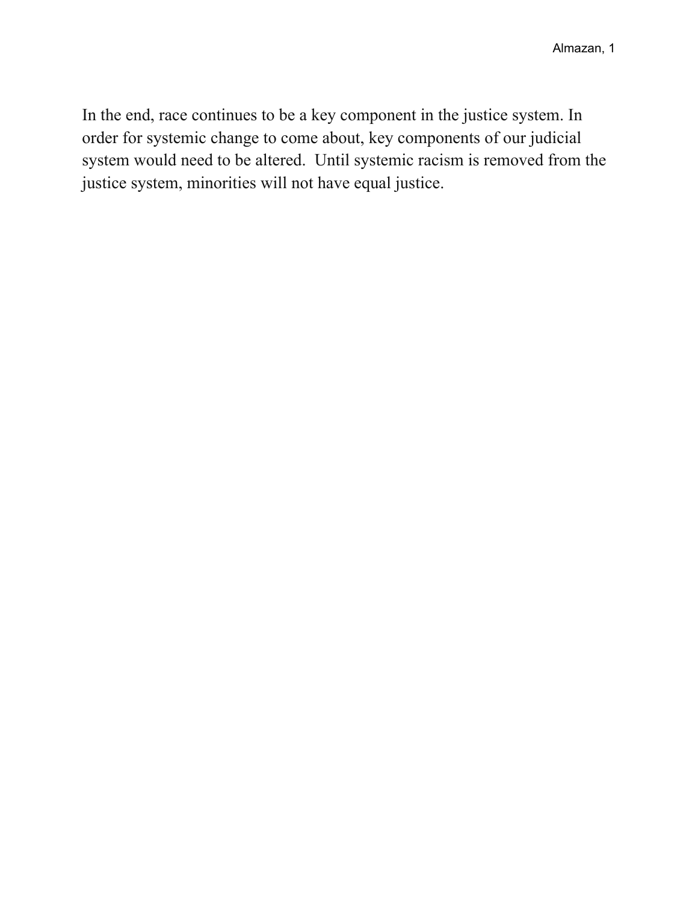In the end, race continues to be a key component in the justice system. In order for systemic change to come about, key components of our judicial system would need to be altered.  Until systemic racism is removed from the justice system, minorities will not have equal justice.